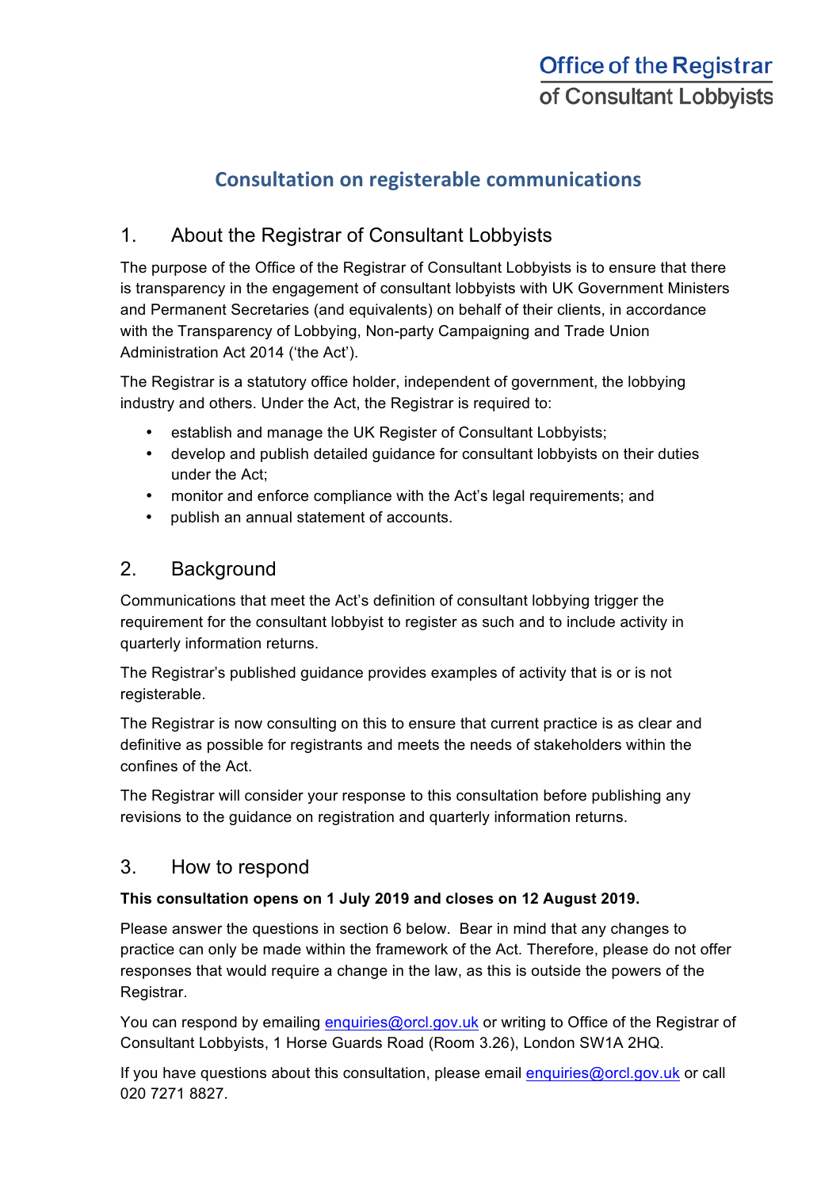Office of the Registrar
of Consultant Lobbyists

# Consultation on registerable communications

## 1. About the Registrar of Consultant Lobbyists

The purpose of the Office of the Registrar of Consultant Lobbyists is to ensure that there is transparency in the engagement of consultant lobbyists with UK Government Ministers and Permanent Secretaries (and equivalents) on behalf of their clients, in accordance with the Transparency of Lobbying, Non-party Campaigning and Trade Union Administration Act 2014 ('the Act').

The Registrar is a statutory office holder, independent of government, the lobbying industry and others. Under the Act, the Registrar is required to:

- establish and manage the UK Register of Consultant Lobbyists;
- develop and publish detailed guidance for consultant lobbyists on their duties under the Act;
- monitor and enforce compliance with the Act's legal requirements; and
- publish an annual statement of accounts.

## 2. Background

Communications that meet the Act's definition of consultant lobbying trigger the requirement for the consultant lobbyist to register as such and to include activity in quarterly information returns.

The Registrar's published guidance provides examples of activity that is or is not registerable.

The Registrar is now consulting on this to ensure that current practice is as clear and definitive as possible for registrants and meets the needs of stakeholders within the confines of the Act.

The Registrar will consider your response to this consultation before publishing any revisions to the guidance on registration and quarterly information returns.

## 3. How to respond

**This consultation opens on 1 July 2019 and closes on 12 August 2019.**

Please answer the questions in section 6 below. Bear in mind that any changes to practice can only be made within the framework of the Act. Therefore, please do not offer responses that would require a change in the law, as this is outside the powers of the Registrar.

You can respond by emailing enquiries@orcl.gov.uk or writing to Office of the Registrar of Consultant Lobbyists, 1 Horse Guards Road (Room 3.26), London SW1A 2HQ.

If you have questions about this consultation, please email enquiries@orcl.gov.uk or call 020 7271 8827.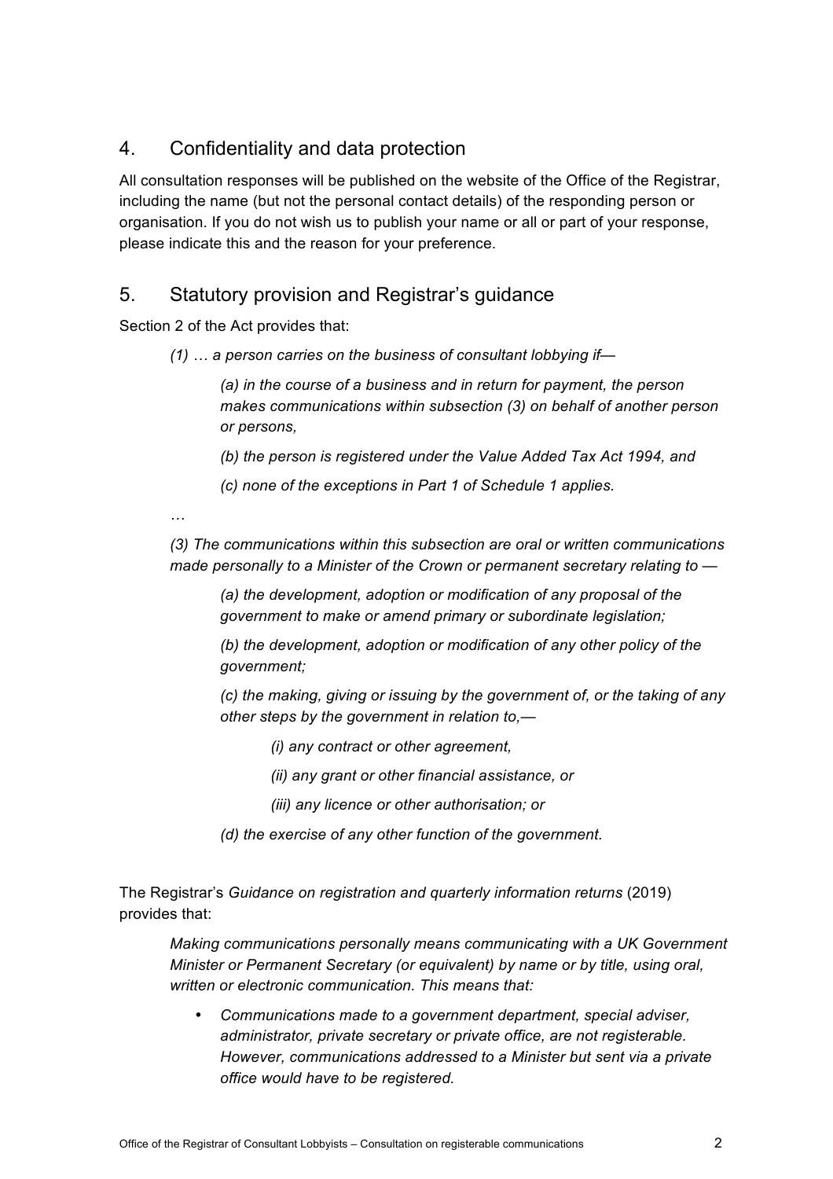## 4. Confidentiality and data protection

All consultation responses will be published on the website of the Office of the Registrar, including the name (but not the personal contact details) of the responding person or organisation. If you do not wish us to publish your name or all or part of your response, please indicate this and the reason for your preference.

## 5. Statutory provision and Registrar's guidance

Section 2 of the Act provides that:

> *(1) … a person carries on the business of consultant lobbying if—*
>
> > *(a) in the course of a business and in return for payment, the person makes communications within subsection (3) on behalf of another person or persons,*
> >
> > *(b) the person is registered under the Value Added Tax Act 1994, and*
> >
> > *(c) none of the exceptions in Part 1 of Schedule 1 applies.*
>
> …
>
> *(3) The communications within this subsection are oral or written communications made personally to a Minister of the Crown or permanent secretary relating to —*
>
> > *(a) the development, adoption or modification of any proposal of the government to make or amend primary or subordinate legislation;*
> >
> > *(b) the development, adoption or modification of any other policy of the government;*
> >
> > *(c) the making, giving or issuing by the government of, or the taking of any other steps by the government in relation to,—*
> >
> > > *(i) any contract or other agreement,*
> > >
> > > *(ii) any grant or other financial assistance, or*
> > >
> > > *(iii) any licence or other authorisation; or*
> >
> > *(d) the exercise of any other function of the government.*

The Registrar's *Guidance on registration and quarterly information returns* (2019) provides that:

> *Making communications personally means communicating with a UK Government Minister or Permanent Secretary (or equivalent) by name or by title, using oral, written or electronic communication. This means that:*
>
> - *Communications made to a government department, special adviser, administrator, private secretary or private office, are not registerable. However, communications addressed to a Minister but sent via a private office would have to be registered.*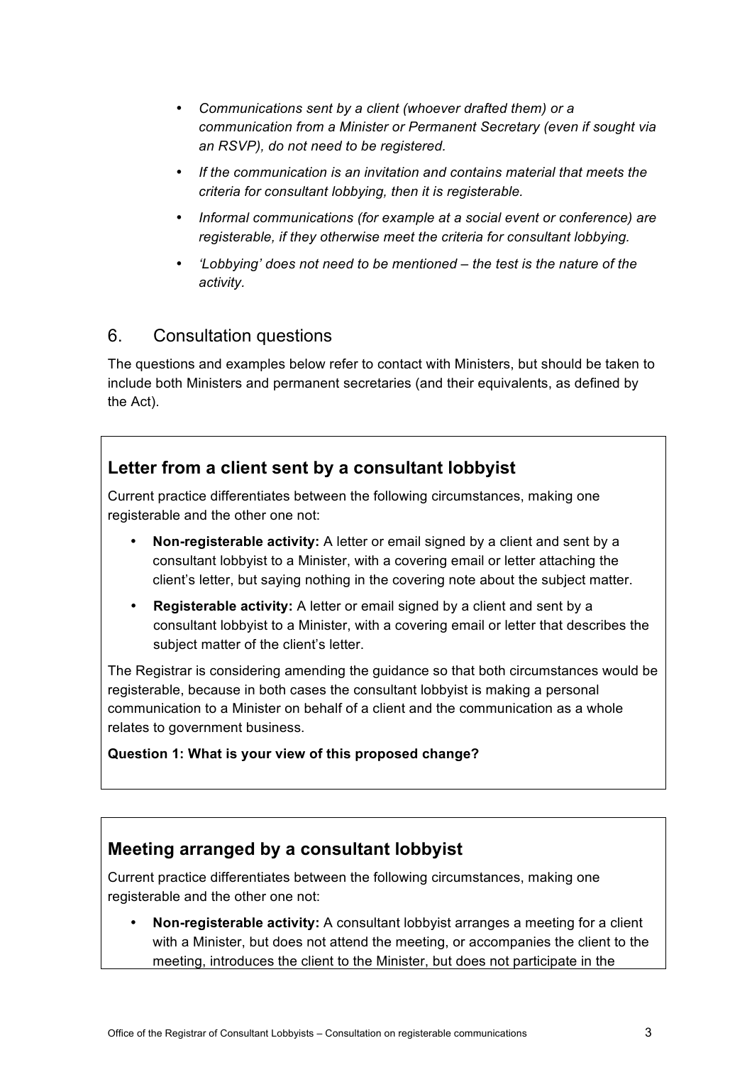- *Communications sent by a client (whoever drafted them) or a communication from a Minister or Permanent Secretary (even if sought via an RSVP), do not need to be registered.*
- *If the communication is an invitation and contains material that meets the criteria for consultant lobbying, then it is registerable.*
- *Informal communications (for example at a social event or conference) are registerable, if they otherwise meet the criteria for consultant lobbying.*
- *'Lobbying' does not need to be mentioned – the test is the nature of the activity.*

## 6. Consultation questions

The questions and examples below refer to contact with Ministers, but should be taken to include both Ministers and permanent secretaries (and their equivalents, as defined by the Act).

### Letter from a client sent by a consultant lobbyist

Current practice differentiates between the following circumstances, making one registerable and the other one not:

- **Non-registerable activity:** A letter or email signed by a client and sent by a consultant lobbyist to a Minister, with a covering email or letter attaching the client's letter, but saying nothing in the covering note about the subject matter.
- **Registerable activity:** A letter or email signed by a client and sent by a consultant lobbyist to a Minister, with a covering email or letter that describes the subject matter of the client's letter.

The Registrar is considering amending the guidance so that both circumstances would be registerable, because in both cases the consultant lobbyist is making a personal communication to a Minister on behalf of a client and the communication as a whole relates to government business.

**Question 1: What is your view of this proposed change?**

### Meeting arranged by a consultant lobbyist

Current practice differentiates between the following circumstances, making one registerable and the other one not:

- **Non-registerable activity:** A consultant lobbyist arranges a meeting for a client with a Minister, but does not attend the meeting, or accompanies the client to the meeting, introduces the client to the Minister, but does not participate in the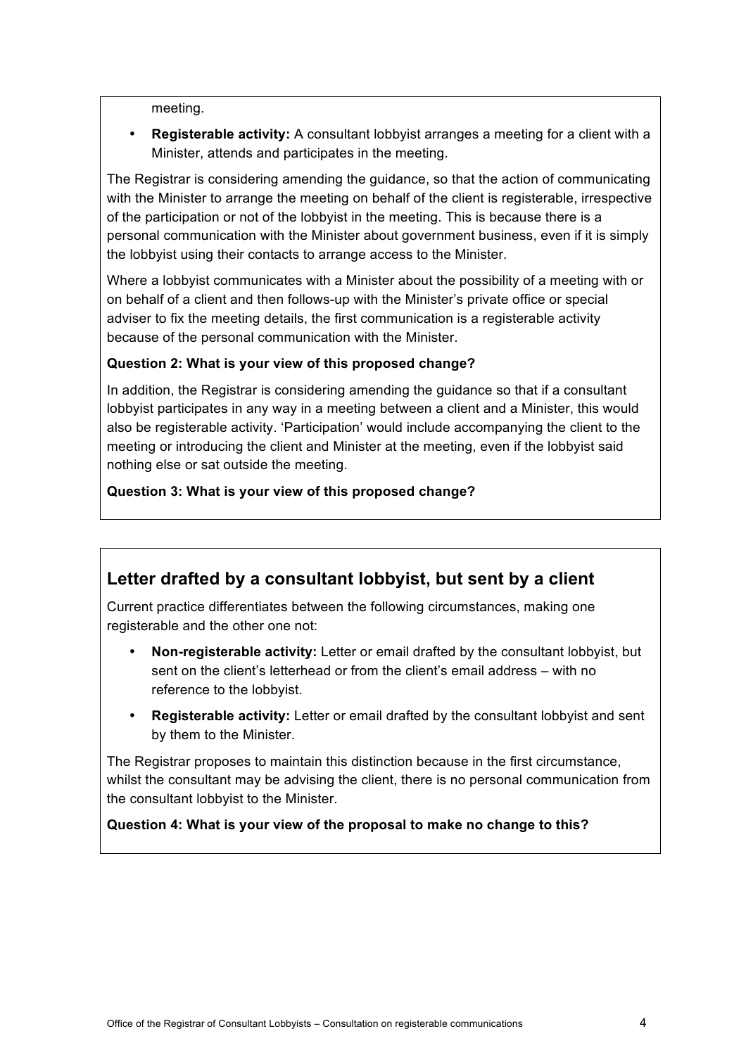meeting.

- **Registerable activity:** A consultant lobbyist arranges a meeting for a client with a Minister, attends and participates in the meeting.

The Registrar is considering amending the guidance, so that the action of communicating with the Minister to arrange the meeting on behalf of the client is registerable, irrespective of the participation or not of the lobbyist in the meeting. This is because there is a personal communication with the Minister about government business, even if it is simply the lobbyist using their contacts to arrange access to the Minister.

Where a lobbyist communicates with a Minister about the possibility of a meeting with or on behalf of a client and then follows-up with the Minister's private office or special adviser to fix the meeting details, the first communication is a registerable activity because of the personal communication with the Minister.

**Question 2: What is your view of this proposed change?**

In addition, the Registrar is considering amending the guidance so that if a consultant lobbyist participates in any way in a meeting between a client and a Minister, this would also be registerable activity. 'Participation' would include accompanying the client to the meeting or introducing the client and Minister at the meeting, even if the lobbyist said nothing else or sat outside the meeting.

**Question 3: What is your view of this proposed change?**

## Letter drafted by a consultant lobbyist, but sent by a client

Current practice differentiates between the following circumstances, making one registerable and the other one not:

- **Non-registerable activity:** Letter or email drafted by the consultant lobbyist, but sent on the client's letterhead or from the client's email address – with no reference to the lobbyist.
- **Registerable activity:** Letter or email drafted by the consultant lobbyist and sent by them to the Minister.

The Registrar proposes to maintain this distinction because in the first circumstance, whilst the consultant may be advising the client, there is no personal communication from the consultant lobbyist to the Minister.

**Question 4: What is your view of the proposal to make no change to this?**